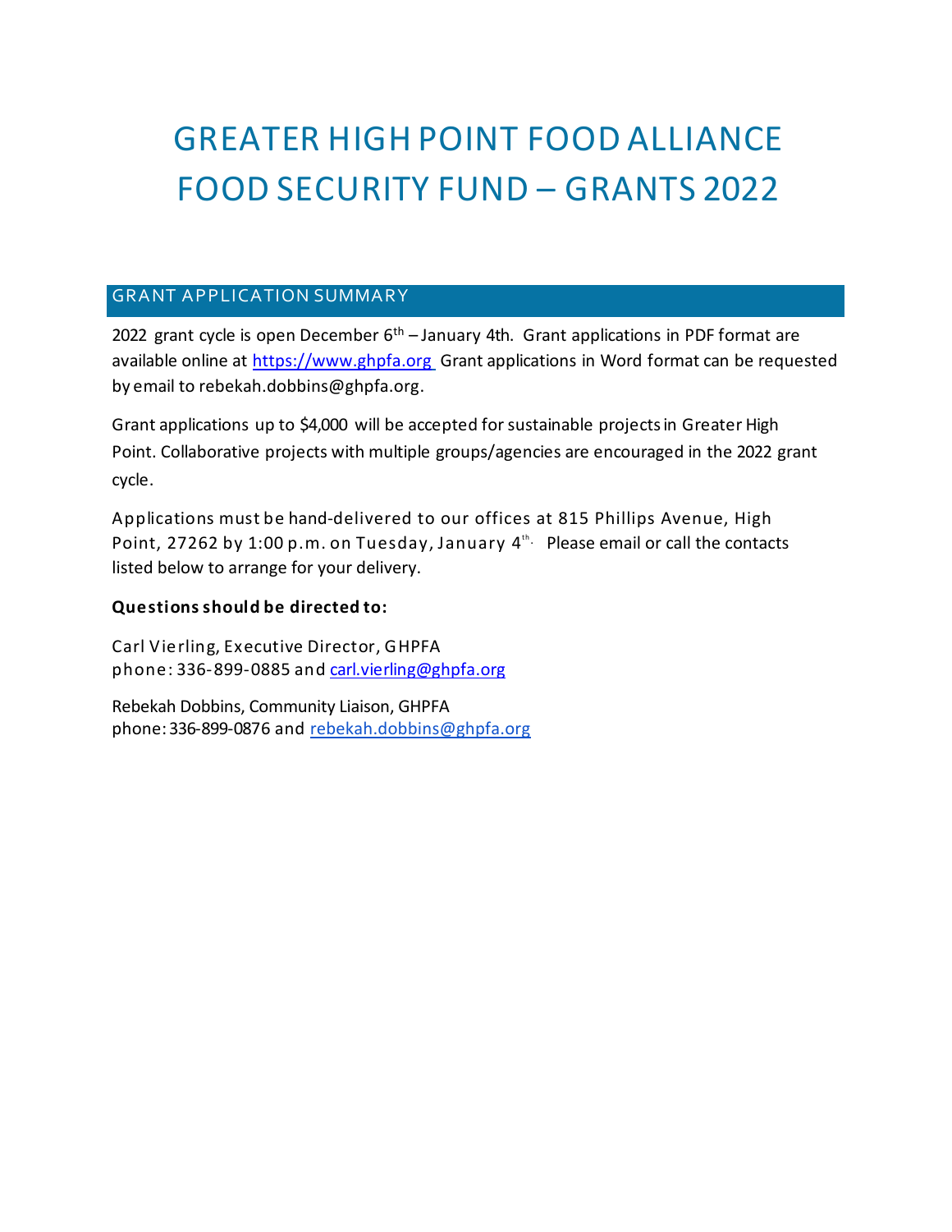# GREATER HIGH POINT FOOD ALLIANCE FOOD SECURITY FUND – GRANTS 2022

## GRANT APPLICATION SUMMARY

2022 grant cycle is open December 6th – January 4th. Grant applications in PDF format are available online at https://www.ghpfa.org Grant applications in Word format can be requested by email to rebekah.dobbins@ghpfa.org.

Grant applications up to $4,000 will be accepted for sustainable projects in Greater High Point. Collaborative projects with multiple groups/agencies are encouraged in the 2022 grant cycle.

Applications must be hand-delivered to our offices at 815 Phillips Avenue, High Point, 27262 by 1:00 p.m. on Tuesday, January 4th. Please email or call the contacts listed below to arrange for your delivery.

**Questions should be directed to:**

Carl Vierling, Executive Director, GHPFA
phone: 336-899-0885 and carl.vierling@ghpfa.org

Rebekah Dobbins, Community Liaison, GHPFA
phone: 336-899-0876 and rebekah.dobbins@ghpfa.org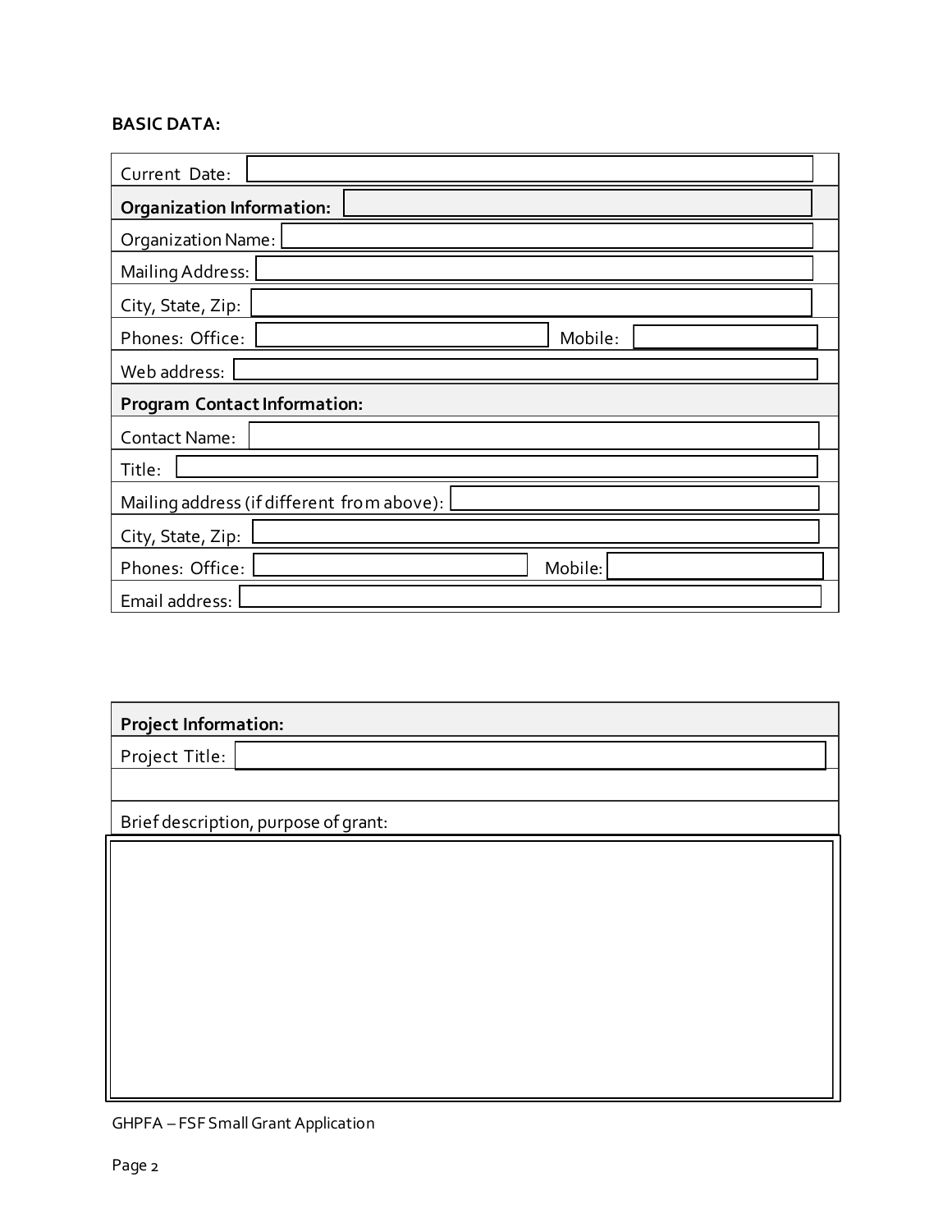**BASIC DATA:**

| | | | |
|---|---|---|---|
| Current Date: | | | |
| **Organization Information:** | | | |
| Organization Name: | | | |
| Mailing Address: | | | |
| City, State, Zip: | | | |
| Phones: Office: | | Mobile: | |
| Web address: | | | |
| **Program Contact Information:** | | | |
| Contact Name: | | | |
| Title: | | | |
| Mailing address (if different from above): | | | |
| City, State, Zip: | | | |
| Phones: Office: | | Mobile: | |
| Email address: | | | |

| | |
|---|---|
| **Project Information:** | |
| Project Title: | |
| | |
| Brief description, purpose of grant: | |
| | |

GHPFA – FSF Small Grant Application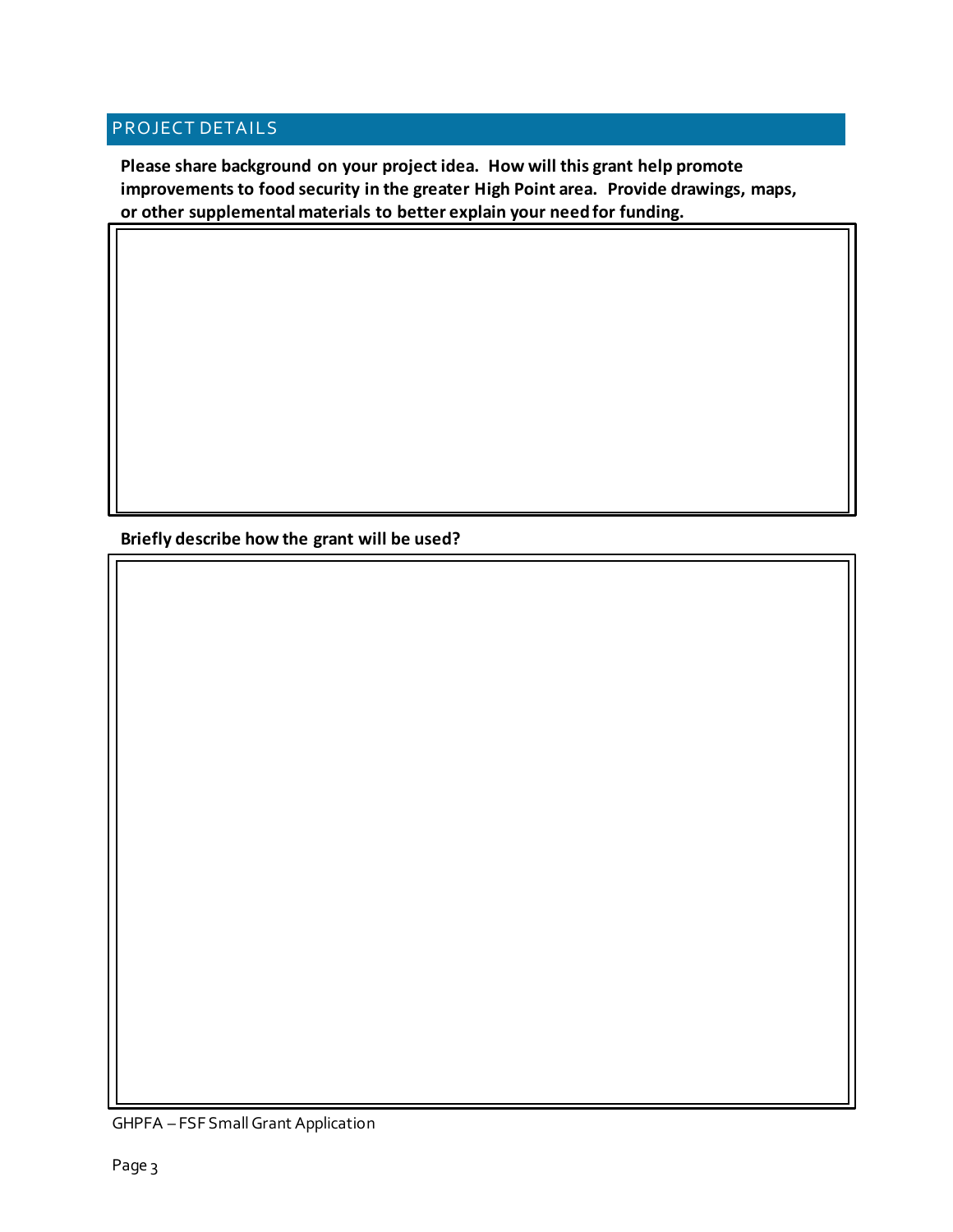## PROJECT DETAILS

**Please share background on your project idea. How will this grant help promote improvements to food security in the greater High Point area. Provide drawings, maps, or other supplemental materials to better explain your need for funding.**

**Briefly describe how the grant will be used?**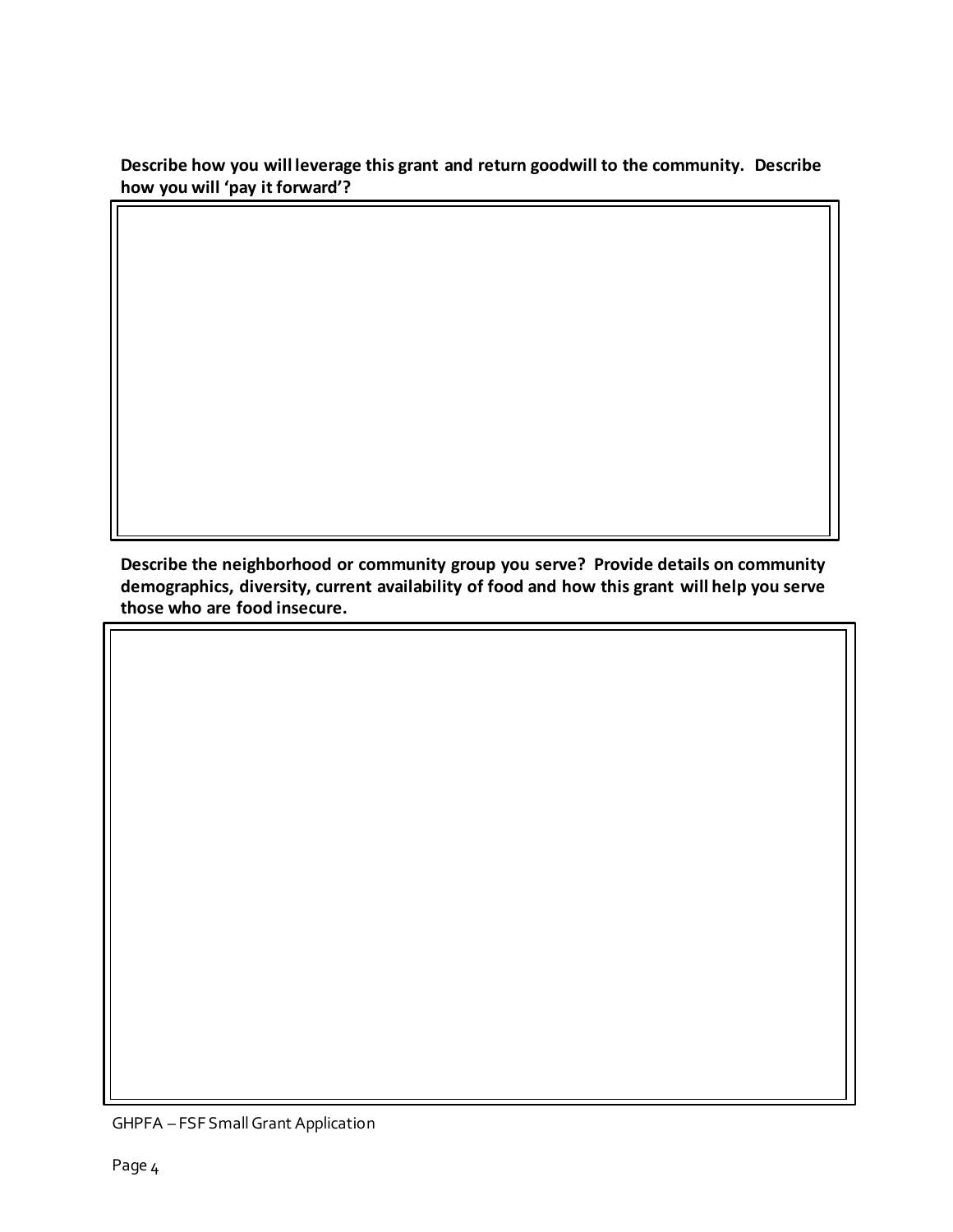**Describe how you will leverage this grant and return goodwill to the community. Describe how you will 'pay it forward'?**

**Describe the neighborhood or community group you serve? Provide details on community demographics, diversity, current availability of food and how this grant will help you serve those who are food insecure.**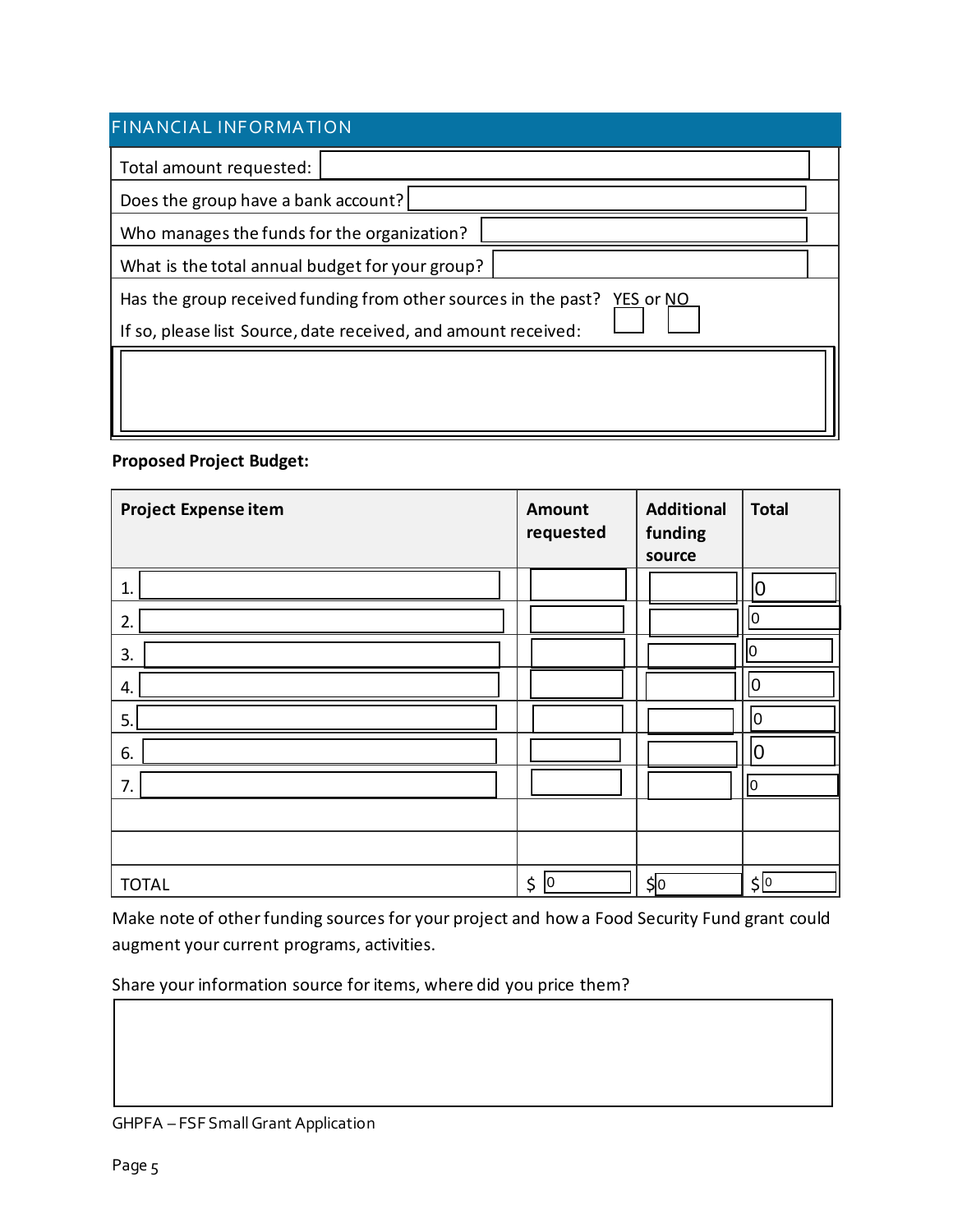## FINANCIAL INFORMATION

| | |
|---|---|
| Total amount requested: | |
| Does the group have a bank account? | |
| Who manages the funds for the organization? | |
| What is the total annual budget for your group? | |

Has the group received funding from other sources in the past? YES or NO

If so, please list Source, date received, and amount received:

**Proposed Project Budget:**

| Project Expense item | Amount requested | Additional funding source | Total |
|---|---|---|---|
| 1. | | | 0 |
| 2. | | | 0 |
| 3. | | | 0 |
| 4. | | | 0 |
| 5. | | | 0 |
| 6. | | | 0 |
| 7. | | | 0 |
| | | | |
| | | | |
| TOTAL | $ 0 | $ 0 | $ 0 |

Make note of other funding sources for your project and how a Food Security Fund grant could augment your current programs, activities.

Share your information source for items, where did you price them?

GHPFA – FSF Small Grant Application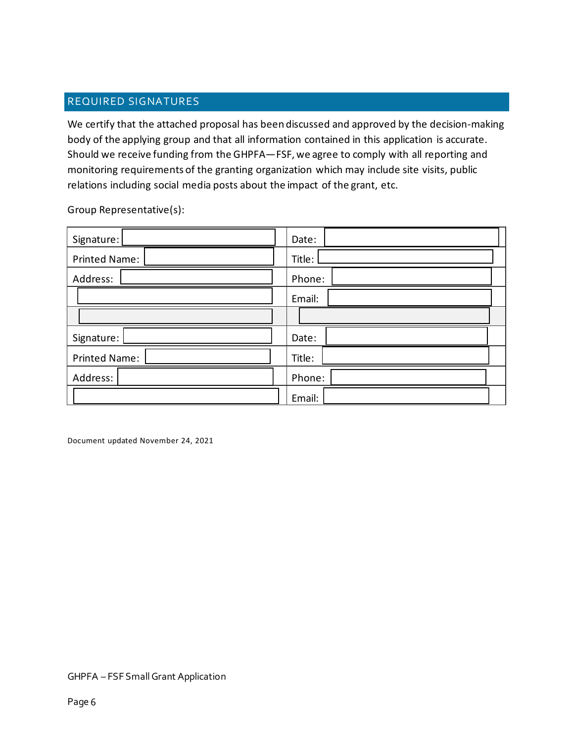## REQUIRED SIGNATURES

We certify that the attached proposal has been discussed and approved by the decision-making body of the applying group and that all information contained in this application is accurate. Should we receive funding from the GHPFA—FSF, we agree to comply with all reporting and monitoring requirements of the granting organization which may include site visits, public relations including social media posts about the impact of the grant, etc.

Group Representative(s):

| | |
|---|---|
| Signature: | Date: |
| Printed Name: | Title: |
| Address: | Phone: |
| | Email: |
| | |
| Signature: | Date: |
| Printed Name: | Title: |
| Address: | Phone: |
| | Email: |

Document updated November 24, 2021